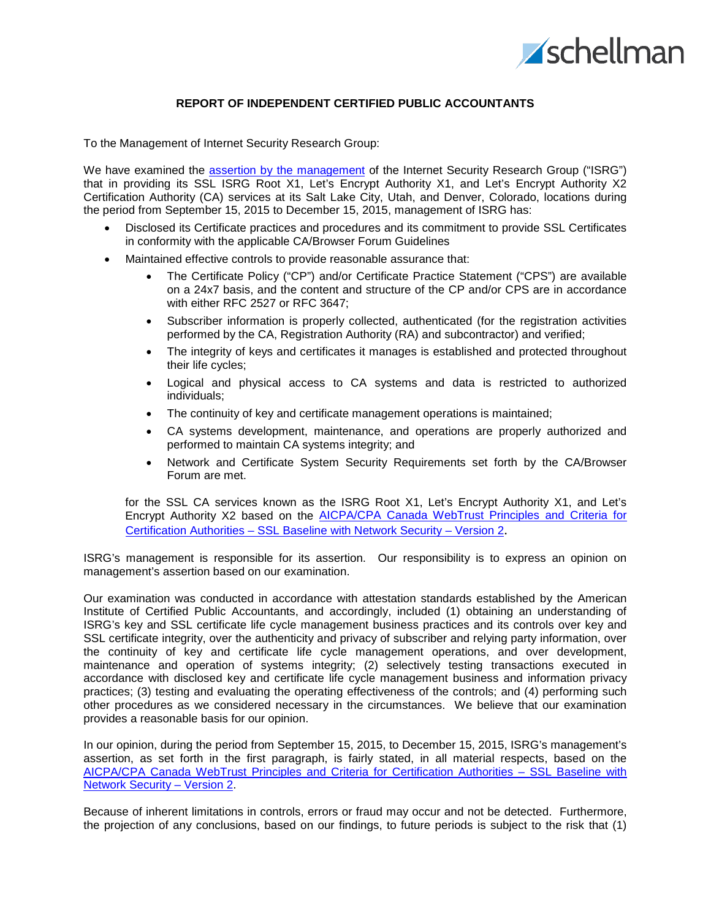## REPORT OF INDEPENDENT CERTIFIED PUBLIC ACCOUNTANTS

To the Management of Internet Security Research Group:

We have examined the assertion by the management of the Internet Security Research Group ("ISRG") that in providing its SSL ISRG Root X1, Let's Encrypt Authority X1, and Let's Encrypt Authority X2 Certification Authority (CA) services at its Salt Lake City, Utah, and Denver, Colorado, locations during the period from September 15, 2015 to December 15, 2015, management of ISRG has:

- Disclosed its Certificate practices and procedures and its commitment to provide SSL Certificates in conformity with the applicable CA/Browser Forum Guidelines
- Maintained effective controls to provide reasonable assurance that:
  - The Certificate Policy ("CP") and/or Certificate Practice Statement ("CPS") are available on a 24x7 basis, and the content and structure of the CP and/or CPS are in accordance with either RFC 2527 or RFC 3647;
  - Subscriber information is properly collected, authenticated (for the registration activities performed by the CA, Registration Authority (RA) and subcontractor) and verified;
  - The integrity of keys and certificates it manages is established and protected throughout their life cycles;
  - Logical and physical access to CA systems and data is restricted to authorized individuals;
  - The continuity of key and certificate management operations is maintained;
  - CA systems development, maintenance, and operations are properly authorized and performed to maintain CA systems integrity; and
  - Network and Certificate System Security Requirements set forth by the CA/Browser Forum are met.

  for the SSL CA services known as the ISRG Root X1, Let's Encrypt Authority X1, and Let's Encrypt Authority X2 based on the AICPA/CPA Canada WebTrust Principles and Criteria for Certification Authorities – SSL Baseline with Network Security – Version 2.

ISRG's management is responsible for its assertion. Our responsibility is to express an opinion on management's assertion based on our examination.

Our examination was conducted in accordance with attestation standards established by the American Institute of Certified Public Accountants, and accordingly, included (1) obtaining an understanding of ISRG's key and SSL certificate life cycle management business practices and its controls over key and SSL certificate integrity, over the authenticity and privacy of subscriber and relying party information, over the continuity of key and certificate life cycle management operations, and over development, maintenance and operation of systems integrity; (2) selectively testing transactions executed in accordance with disclosed key and certificate life cycle management business and information privacy practices; (3) testing and evaluating the operating effectiveness of the controls; and (4) performing such other procedures as we considered necessary in the circumstances. We believe that our examination provides a reasonable basis for our opinion.

In our opinion, during the period from September 15, 2015, to December 15, 2015, ISRG's management's assertion, as set forth in the first paragraph, is fairly stated, in all material respects, based on the AICPA/CPA Canada WebTrust Principles and Criteria for Certification Authorities – SSL Baseline with Network Security – Version 2.

Because of inherent limitations in controls, errors or fraud may occur and not be detected. Furthermore, the projection of any conclusions, based on our findings, to future periods is subject to the risk that (1)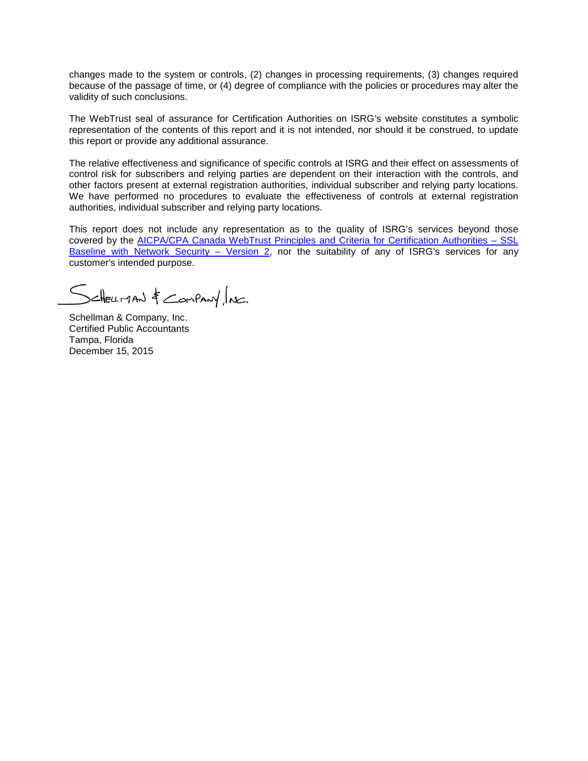changes made to the system or controls, (2) changes in processing requirements, (3) changes required because of the passage of time, or (4) degree of compliance with the policies or procedures may alter the validity of such conclusions.

The WebTrust seal of assurance for Certification Authorities on ISRG's website constitutes a symbolic representation of the contents of this report and it is not intended, nor should it be construed, to update this report or provide any additional assurance.

The relative effectiveness and significance of specific controls at ISRG and their effect on assessments of control risk for subscribers and relying parties are dependent on their interaction with the controls, and other factors present at external registration authorities, individual subscriber and relying party locations. We have performed no procedures to evaluate the effectiveness of controls at external registration authorities, individual subscriber and relying party locations.

This report does not include any representation as to the quality of ISRG's services beyond those covered by the AICPA/CPA Canada WebTrust Principles and Criteria for Certification Authorities – SSL Baseline with Network Security – Version 2, nor the suitability of any of ISRG's services for any customer's intended purpose.

Schellman & Company, Inc.

Schellman & Company, Inc.
Certified Public Accountants
Tampa, Florida
December 15, 2015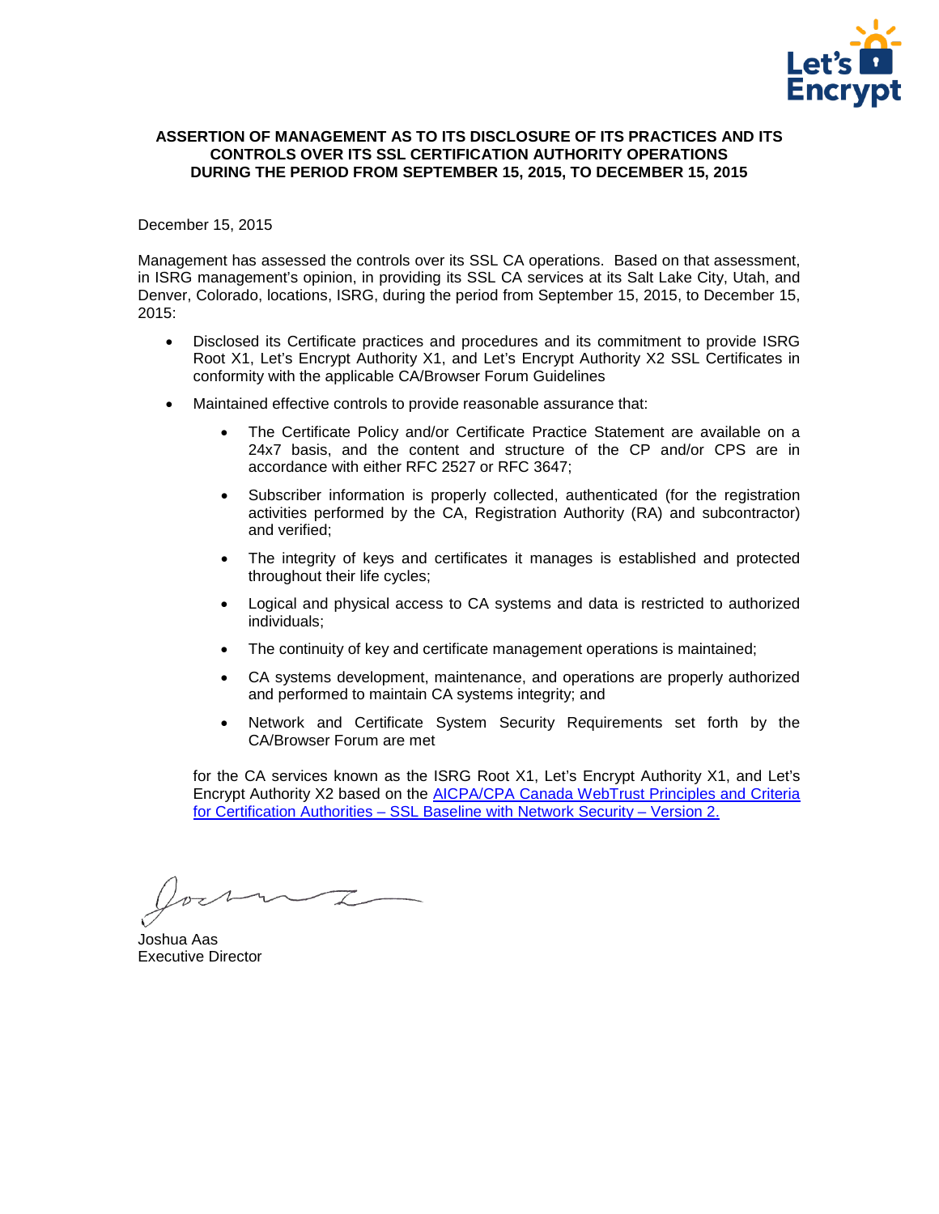**ASSERTION OF MANAGEMENT AS TO ITS DISCLOSURE OF ITS PRACTICES AND ITS CONTROLS OVER ITS SSL CERTIFICATION AUTHORITY OPERATIONS DURING THE PERIOD FROM SEPTEMBER 15, 2015, TO DECEMBER 15, 2015**

December 15, 2015

Management has assessed the controls over its SSL CA operations. Based on that assessment, in ISRG management's opinion, in providing its SSL CA services at its Salt Lake City, Utah, and Denver, Colorado, locations, ISRG, during the period from September 15, 2015, to December 15, 2015:

- Disclosed its Certificate practices and procedures and its commitment to provide ISRG Root X1, Let's Encrypt Authority X1, and Let's Encrypt Authority X2 SSL Certificates in conformity with the applicable CA/Browser Forum Guidelines
- Maintained effective controls to provide reasonable assurance that:
  - The Certificate Policy and/or Certificate Practice Statement are available on a 24x7 basis, and the content and structure of the CP and/or CPS are in accordance with either RFC 2527 or RFC 3647;
  - Subscriber information is properly collected, authenticated (for the registration activities performed by the CA, Registration Authority (RA) and subcontractor) and verified;
  - The integrity of keys and certificates it manages is established and protected throughout their life cycles;
  - Logical and physical access to CA systems and data is restricted to authorized individuals;
  - The continuity of key and certificate management operations is maintained;
  - CA systems development, maintenance, and operations are properly authorized and performed to maintain CA systems integrity; and
  - Network and Certificate System Security Requirements set forth by the CA/Browser Forum are met

  for the CA services known as the ISRG Root X1, Let's Encrypt Authority X1, and Let's Encrypt Authority X2 based on the AICPA/CPA Canada WebTrust Principles and Criteria for Certification Authorities – SSL Baseline with Network Security – Version 2.

Joshua Aas
Executive Director